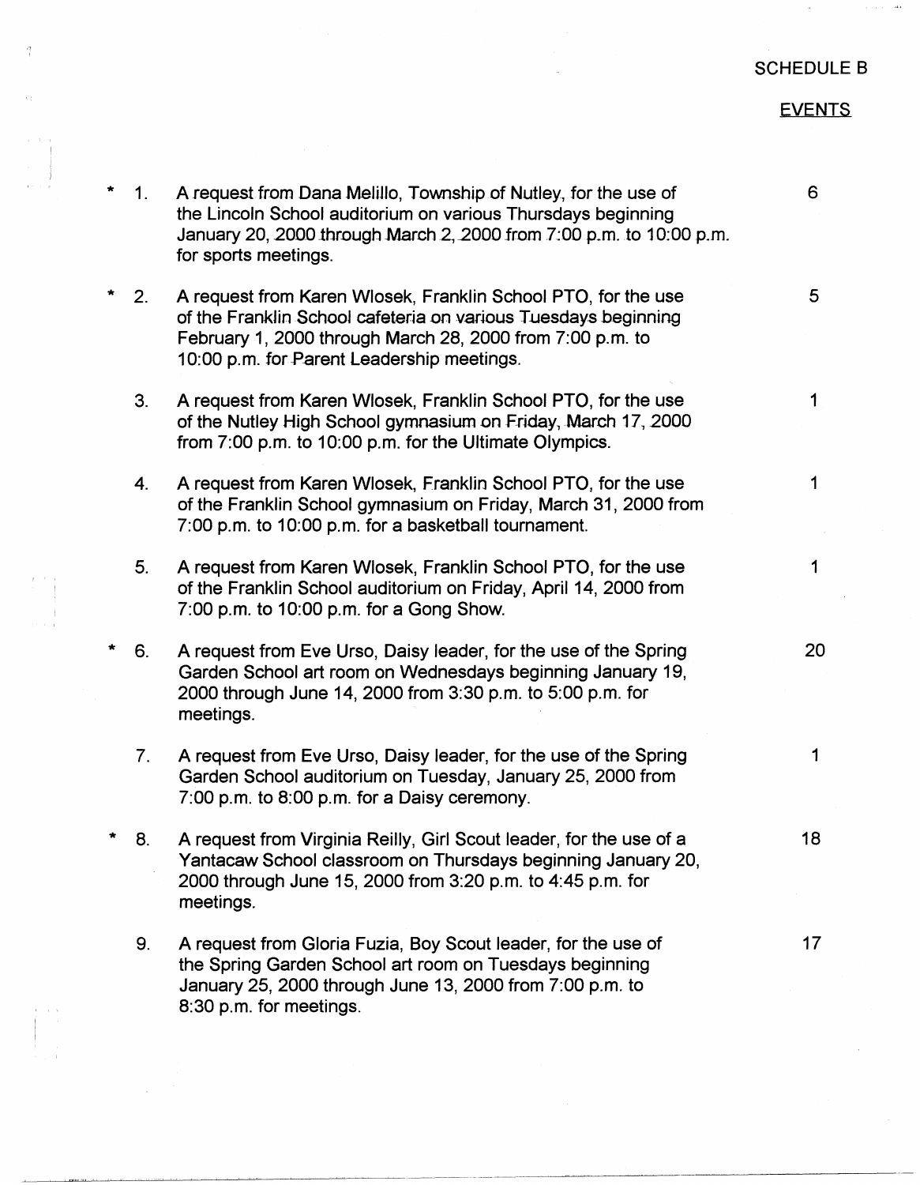SCHEDULE B

EVENTS

| | | | |
|---|---|---|---|
| * | 1. | A request from Dana Melillo, Township of Nutley, for the use of the Lincoln School auditorium on various Thursdays beginning January 20, 2000 through March 2, 2000 from 7:00 p.m. to 10:00 p.m. for sports meetings. | 6 |
| * | 2. | A request from Karen Wlosek, Franklin School PTO, for the use of the Franklin School cafeteria on various Tuesdays beginning February 1, 2000 through March 28, 2000 from 7:00 p.m. to 10:00 p.m. for Parent Leadership meetings. | 5 |
| | 3. | A request from Karen Wlosek, Franklin School PTO, for the use of the Nutley High School gymnasium on Friday, March 17, 2000 from 7:00 p.m. to 10:00 p.m. for the Ultimate Olympics. | 1 |
| | 4. | A request from Karen Wlosek, Franklin School PTO, for the use of the Franklin School gymnasium on Friday, March 31, 2000 from 7:00 p.m. to 10:00 p.m. for a basketball tournament. | 1 |
| | 5. | A request from Karen Wlosek, Franklin School PTO, for the use of the Franklin School auditorium on Friday, April 14, 2000 from 7:00 p.m. to 10:00 p.m. for a Gong Show. | 1 |
| * | 6. | A request from Eve Urso, Daisy leader, for the use of the Spring Garden School art room on Wednesdays beginning January 19, 2000 through June 14, 2000 from 3:30 p.m. to 5:00 p.m. for meetings. | 20 |
| | 7. | A request from Eve Urso, Daisy leader, for the use of the Spring Garden School auditorium on Tuesday, January 25, 2000 from 7:00 p.m. to 8:00 p.m. for a Daisy ceremony. | 1 |
| * | 8. | A request from Virginia Reilly, Girl Scout leader, for the use of a Yantacaw School classroom on Thursdays beginning January 20, 2000 through June 15, 2000 from 3:20 p.m. to 4:45 p.m. for meetings. | 18 |
| | 9. | A request from Gloria Fuzia, Boy Scout leader, for the use of the Spring Garden School art room on Tuesdays beginning January 25, 2000 through June 13, 2000 from 7:00 p.m. to 8:30 p.m. for meetings. | 17 |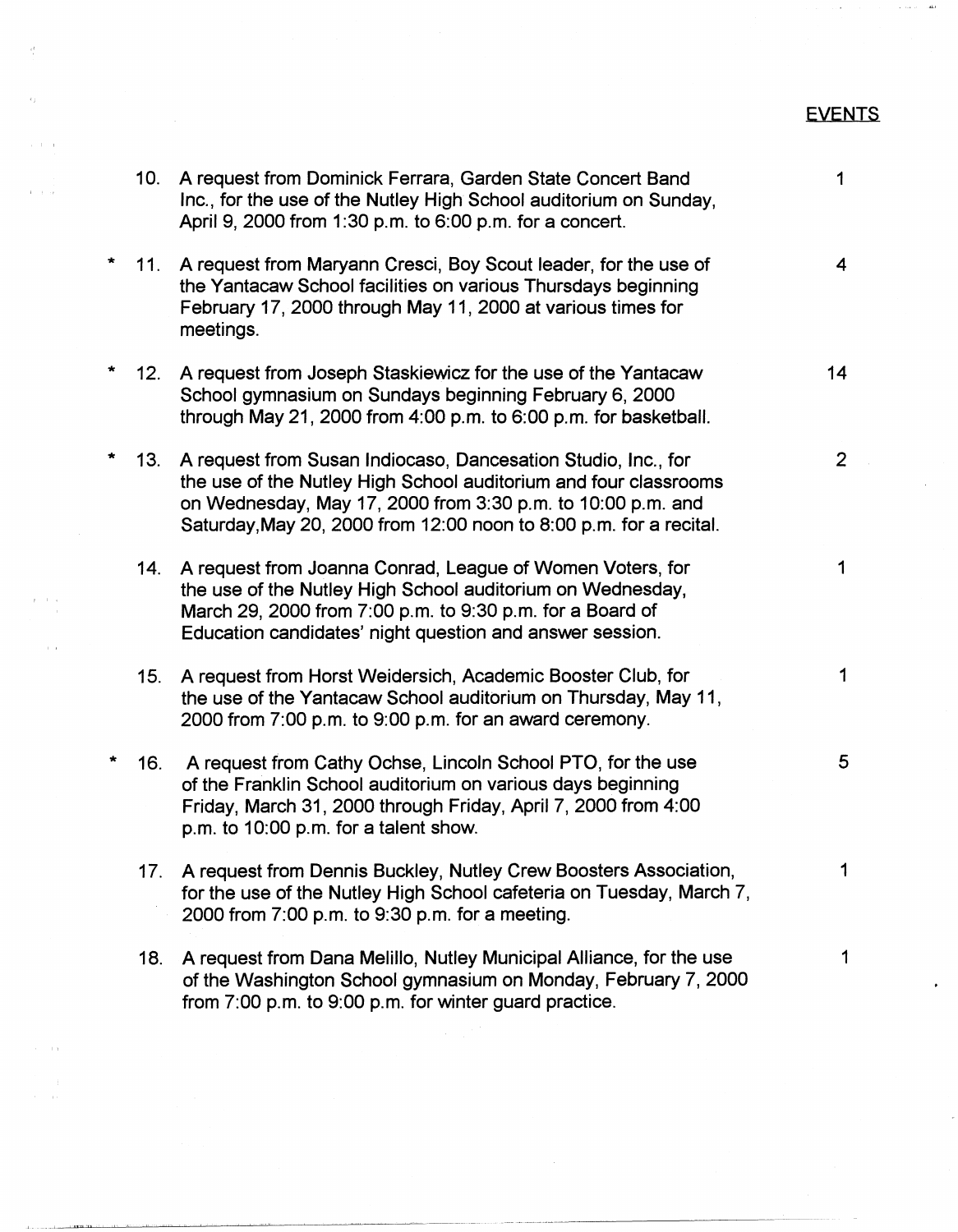EVENTS

| | | | |
|---|---|---|---|
| | 10. | A request from Dominick Ferrara, Garden State Concert Band Inc., for the use of the Nutley High School auditorium on Sunday, April 9, 2000 from 1:30 p.m. to 6:00 p.m. for a concert. | 1 |
| * | 11. | A request from Maryann Cresci, Boy Scout leader, for the use of the Yantacaw School facilities on various Thursdays beginning February 17, 2000 through May 11, 2000 at various times for meetings. | 4 |
| * | 12. | A request from Joseph Staskiewicz for the use of the Yantacaw School gymnasium on Sundays beginning February 6, 2000 through May 21, 2000 from 4:00 p.m. to 6:00 p.m. for basketball. | 14 |
| * | 13. | A request from Susan Indiocaso, Dancesation Studio, Inc., for the use of the Nutley High School auditorium and four classrooms on Wednesday, May 17, 2000 from 3:30 p.m. to 10:00 p.m. and Saturday,May 20, 2000 from 12:00 noon to 8:00 p.m. for a recital. | 2 |
| | 14. | A request from Joanna Conrad, League of Women Voters, for the use of the Nutley High School auditorium on Wednesday, March 29, 2000 from 7:00 p.m. to 9:30 p.m. for a Board of Education candidates' night question and answer session. | 1 |
| | 15. | A request from Horst Weidersich, Academic Booster Club, for the use of the Yantacaw School auditorium on Thursday, May 11, 2000 from 7:00 p.m. to 9:00 p.m. for an award ceremony. | 1 |
| * | 16. | A request from Cathy Ochse, Lincoln School PTO, for the use of the Franklin School auditorium on various days beginning Friday, March 31, 2000 through Friday, April 7, 2000 from 4:00 p.m. to 10:00 p.m. for a talent show. | 5 |
| | 17. | A request from Dennis Buckley, Nutley Crew Boosters Association, for the use of the Nutley High School cafeteria on Tuesday, March 7, 2000 from 7:00 p.m. to 9:30 p.m. for a meeting. | 1 |
| | 18. | A request from Dana Melillo, Nutley Municipal Alliance, for the use of the Washington School gymnasium on Monday, February 7, 2000 from 7:00 p.m. to 9:00 p.m. for winter guard practice. | 1 |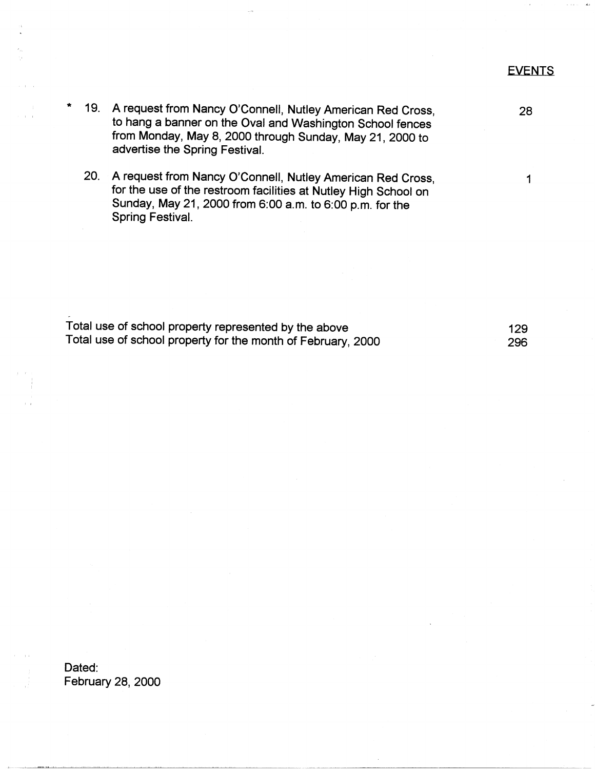| | | EVENTS |
|---|---|---|
| * 19. | A request from Nancy O'Connell, Nutley American Red Cross, to hang a banner on the Oval and Washington School fences from Monday, May 8, 2000 through Sunday, May 21, 2000 to advertise the Spring Festival. | 28 |
| 20. | A request from Nancy O'Connell, Nutley American Red Cross, for the use of the restroom facilities at Nutley High School on Sunday, May 21, 2000 from 6:00 a.m. to 6:00 p.m. for the Spring Festival. | 1 |

| | |
|---|---|
| Total use of school property represented by the above | 129 |
| Total use of school property for the month of February, 2000 | 296 |

Dated:
February 28, 2000